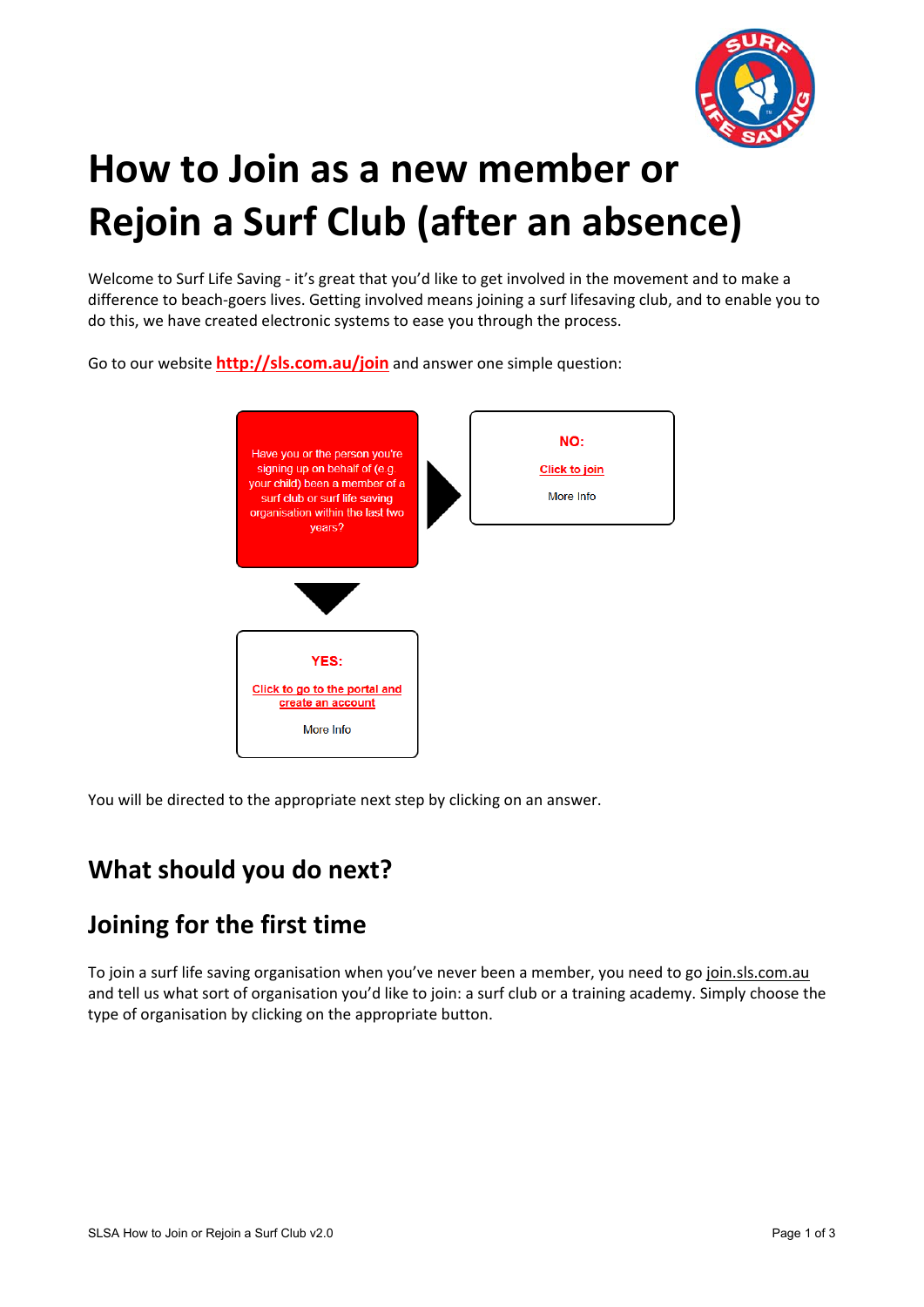# How to Join as a new member or Rejoin a Surf Club (after an absence)

Welcome to Surf Life Saving - it's great that you'd like to get involved in the movement and to make a difference to beach-goers lives. Getting involved means joining a surf lifesaving club, and to enable you to do this, we have created electronic systems to ease you through the process.

Go to our website **http://sls.com.au/join** and answer one simple question:

Have you or the person you're signing up on behalf of (e.g. your child) been a member of a surf club or surf life saving organisation within the last two years?

**NO:**

Click to join

More Info

**YES:**

Click to go to the portal and create an account

More Info

You will be directed to the appropriate next step by clicking on an answer.

## What should you do next?

## Joining for the first time

To join a surf life saving organisation when you've never been a member, you need to go join.sls.com.au and tell us what sort of organisation you'd like to join: a surf club or a training academy. Simply choose the type of organisation by clicking on the appropriate button.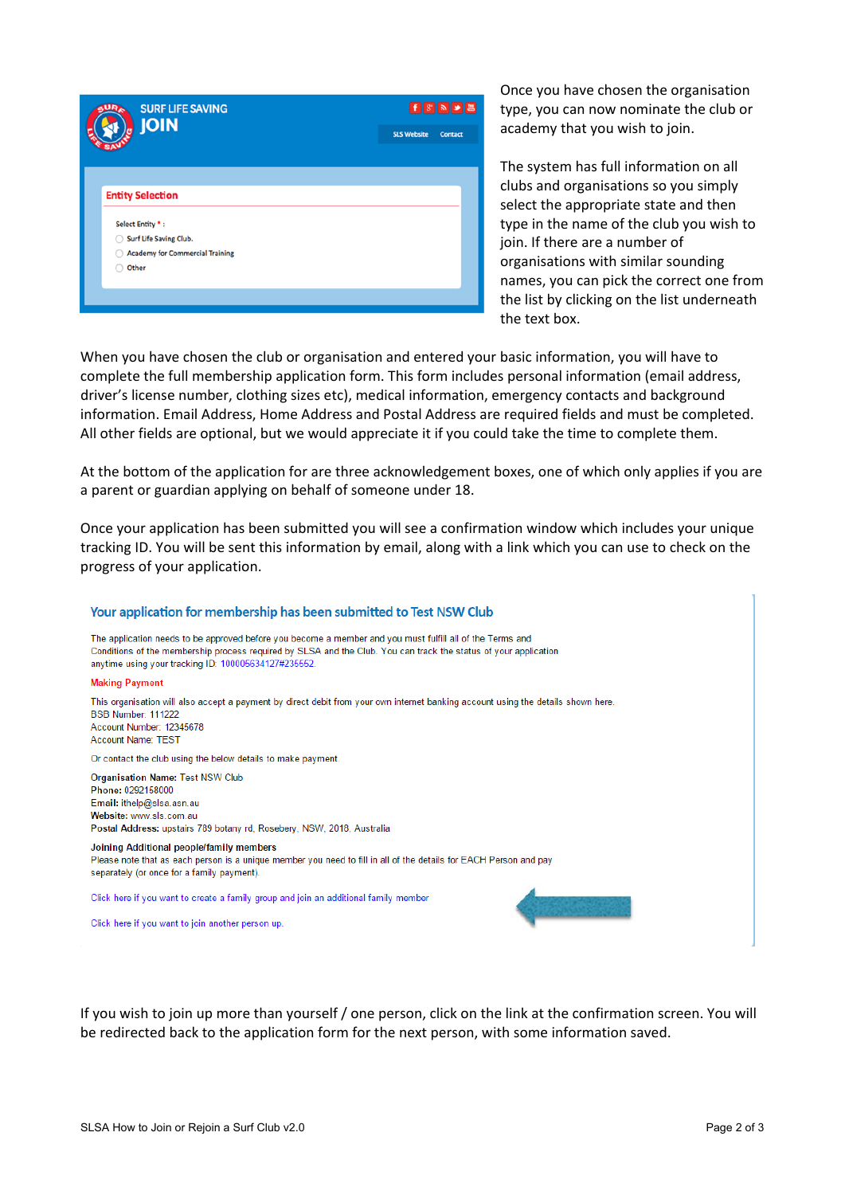Once you have chosen the organisation type, you can now nominate the club or academy that you wish to join.

The system has full information on all clubs and organisations so you simply select the appropriate state and then type in the name of the club you wish to join. If there are a number of organisations with similar sounding names, you can pick the correct one from the list by clicking on the list underneath the text box.

When you have chosen the club or organisation and entered your basic information, you will have to complete the full membership application form. This form includes personal information (email address, driver's license number, clothing sizes etc), medical information, emergency contacts and background information. Email Address, Home Address and Postal Address are required fields and must be completed. All other fields are optional, but we would appreciate it if you could take the time to complete them.

At the bottom of the application for are three acknowledgement boxes, one of which only applies if you are a parent or guardian applying on behalf of someone under 18.

Once your application has been submitted you will see a confirmation window which includes your unique tracking ID. You will be sent this information by email, along with a link which you can use to check on the progress of your application.

If you wish to join up more than yourself / one person, click on the link at the confirmation screen. You will be redirected back to the application form for the next person, with some information saved.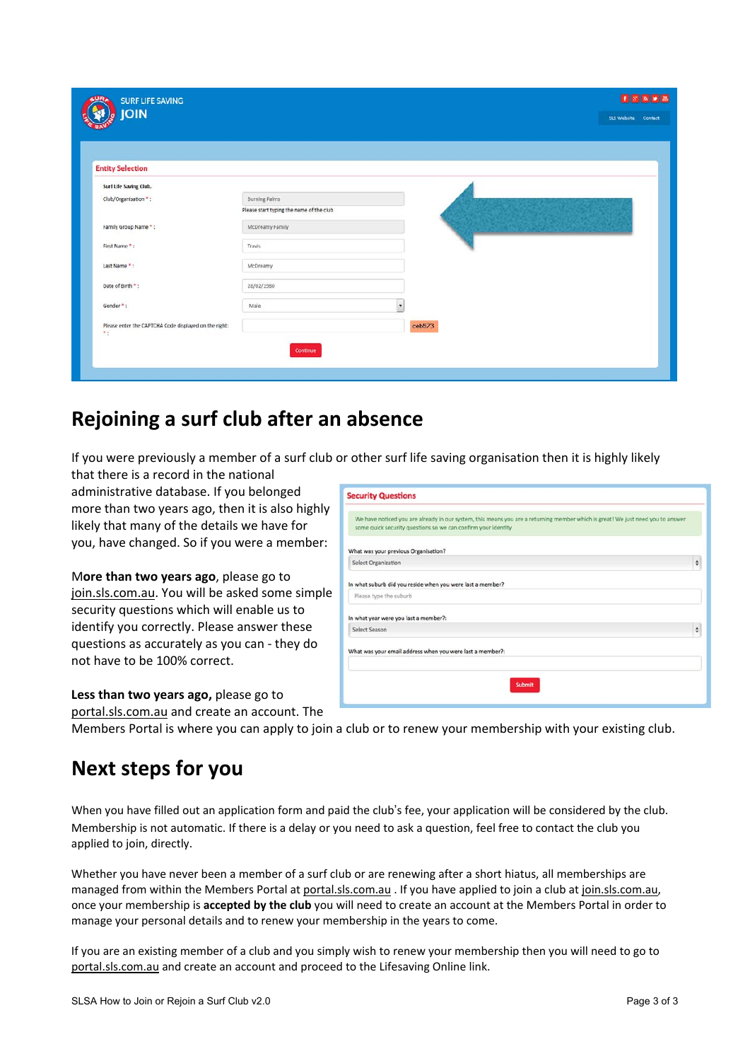## Rejoining a surf club after an absence

If you were previously a member of a surf club or other surf life saving organisation then it is highly likely that there is a record in the national administrative database. If you belonged more than two years ago, then it is also highly likely that many of the details we have for you, have changed. So if you were a member:

**More than two years ago**, please go to join.sls.com.au. You will be asked some simple security questions which will enable us to identify you correctly. Please answer these questions as accurately as you can - they do not have to be 100% correct.

**Less than two years ago,** please go to portal.sls.com.au and create an account. The Members Portal is where you can apply to join a club or to renew your membership with your existing club.

## Next steps for you

When you have filled out an application form and paid the club's fee, your application will be considered by the club. Membership is not automatic. If there is a delay or you need to ask a question, feel free to contact the club you applied to join, directly.

Whether you have never been a member of a surf club or are renewing after a short hiatus, all memberships are managed from within the Members Portal at portal.sls.com.au . If you have applied to join a club at join.sls.com.au, once your membership is **accepted by the club** you will need to create an account at the Members Portal in order to manage your personal details and to renew your membership in the years to come.

If you are an existing member of a club and you simply wish to renew your membership then you will need to go to portal.sls.com.au and create an account and proceed to the Lifesaving Online link.